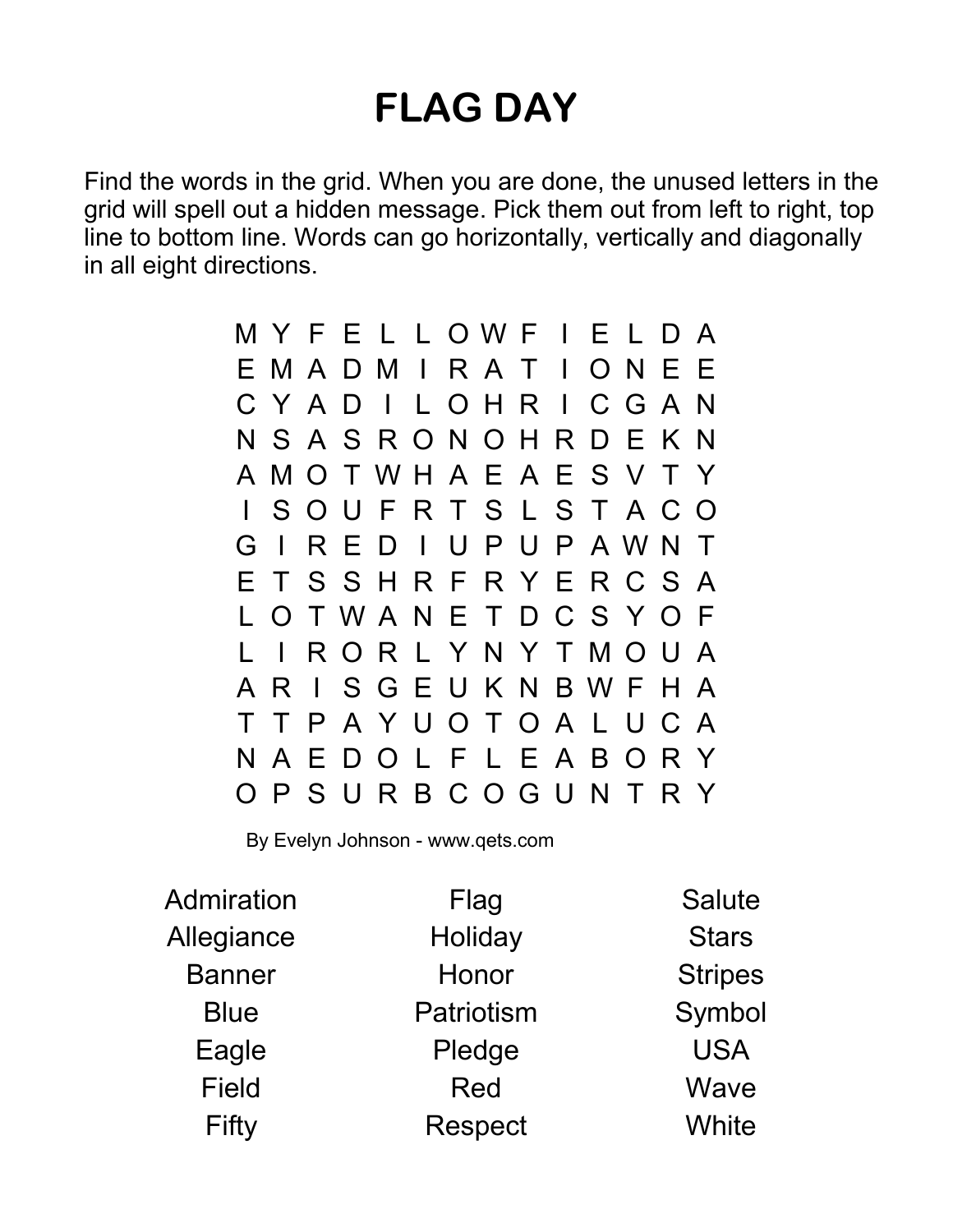# FLAG DAY

Find the words in the grid. When you are done, the unused letters in the grid will spell out a hidden message. Pick them out from left to right, top line to bottom line. Words can go horizontally, vertically and diagonally in all eight directions.

```
M Y F E L L O W F I E L D A
E M A D M I R A T I O N E E
C Y A D I L O H R I C G A N
N S A S R O N O H R D E K N
A M O T W H A E A E S V T Y
I S O U F R T S L S T A C O
G I R E D I U P U P A W N T
E T S S H R F R Y E R C S A
L O T W A N E T D C S Y O F
L I R O R L Y N Y T M O U A
A R I S G E U K N B W F H A
T T P A Y U O T O A L U C A
N A E D O L F L E A B O R Y
O P S U R B C O G U N T R Y
```

By Evelyn Johnson - www.qets.com

| | | |
|---|---|---|
| Admiration | Flag | Salute |
| Allegiance | Holiday | Stars |
| Banner | Honor | Stripes |
| Blue | Patriotism | Symbol |
| Eagle | Pledge | USA |
| Field | Red | Wave |
| Fifty | Respect | White |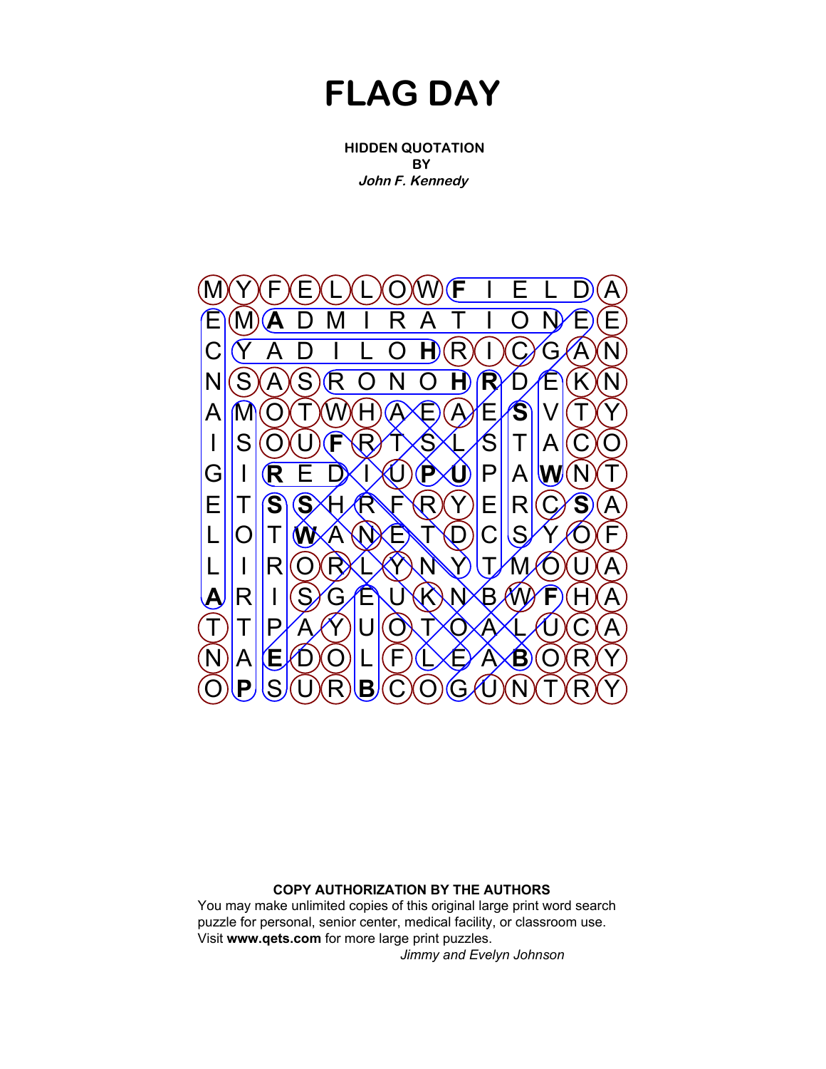# FLAG DAY

**HIDDEN QUOTATION**
**BY**
***John F. Kennedy***

| | | | | | | | | | | | | | |
|---|---|---|---|---|---|---|---|---|---|---|---|---|---|
| M | Y | F | E | L | L | O | W | **F** | I | E | L | D | A |
| E | M | **A** | D | M | I | R | A | T | I | O | N | E | E |
| C | Y | A | D | I | L | O | **H** | R | I | C | G | A | N |
| N | S | A | S | R | O | N | O | **H** | **R** | D | E | K | N |
| A | M | O | T | W | H | A | E | A | E | **S** | V | T | Y |
| I | S | O | U | **F** | R | T | S | L | S | T | A | C | O |
| G | I | **R** | E | D | I | U | **P** | **U** | P | A | **W** | N | T |
| E | T | **S** | **S** | H | R | F | R | Y | E | R | C | **S** | A |
| L | O | T | **W** | A | N | E | T | D | C | S | Y | O | F |
| L | I | R | O | R | L | Y | N | Y | T | M | O | U | A |
| **A** | R | I | S | G | E | U | K | N | B | W | **F** | H | A |
| T | T | P | A | Y | U | O | T | O | A | L | U | C | A |
| N | A | **E** | D | O | L | F | L | E | A | **B** | O | R | Y |
| O | **P** | S | U | R | **B** | C | O | G | U | N | T | R | Y |

**COPY AUTHORIZATION BY THE AUTHORS**
You may make unlimited copies of this original large print word search puzzle for personal, senior center, medical facility, or classroom use. Visit **www.qets.com** for more large print puzzles.
*Jimmy and Evelyn Johnson*